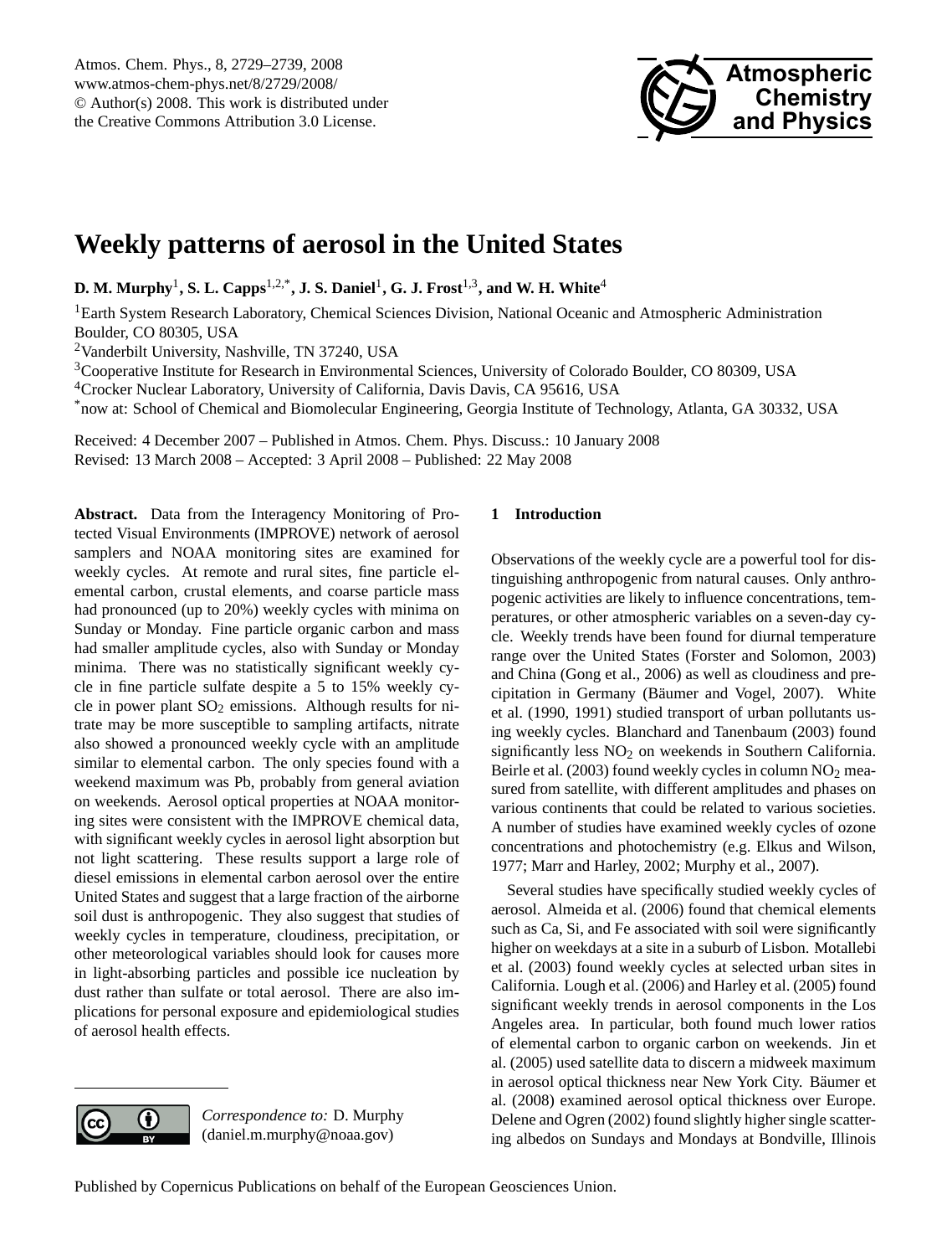# Weekly patterns of aerosol in the United States

**D. M. Murphy**[1], **S. L. Capps**[1,2,*], **J. S. Daniel**[1], **G. J. Frost**[1,3], **and W. H. White**[4]

[1]Earth System Research Laboratory, Chemical Sciences Division, National Oceanic and Atmospheric Administration Boulder, CO 80305, USA

[2]Vanderbilt University, Nashville, TN 37240, USA

[3]Cooperative Institute for Research in Environmental Sciences, University of Colorado Boulder, CO 80309, USA

[4]Crocker Nuclear Laboratory, University of California, Davis Davis, CA 95616, USA

[*]now at: School of Chemical and Biomolecular Engineering, Georgia Institute of Technology, Atlanta, GA 30332, USA

Received: 4 December 2007 – Published in Atmos. Chem. Phys. Discuss.: 10 January 2008
Revised: 13 March 2008 – Accepted: 3 April 2008 – Published: 22 May 2008

**Abstract.** Data from the Interagency Monitoring of Protected Visual Environments (IMPROVE) network of aerosol samplers and NOAA monitoring sites are examined for weekly cycles. At remote and rural sites, fine particle elemental carbon, crustal elements, and coarse particle mass had pronounced (up to 20%) weekly cycles with minima on Sunday or Monday. Fine particle organic carbon and mass had smaller amplitude cycles, also with Sunday or Monday minima. There was no statistically significant weekly cycle in fine particle sulfate despite a 5 to 15% weekly cycle in power plant $SO_2$ emissions. Although results for nitrate may be more susceptible to sampling artifacts, nitrate also showed a pronounced weekly cycle with an amplitude similar to elemental carbon. The only species found with a weekend maximum was Pb, probably from general aviation on weekends. Aerosol optical properties at NOAA monitoring sites were consistent with the IMPROVE chemical data, with significant weekly cycles in aerosol light absorption but not light scattering. These results support a large role of diesel emissions in elemental carbon aerosol over the entire United States and suggest that a large fraction of the airborne soil dust is anthropogenic. They also suggest that studies of weekly cycles in temperature, cloudiness, precipitation, or other meteorological variables should look for causes more in light-absorbing particles and possible ice nucleation by dust rather than sulfate or total aerosol. There are also implications for personal exposure and epidemiological studies of aerosol health effects.

*Correspondence to:* D. Murphy
(daniel.m.murphy@noaa.gov)

## 1 Introduction

Observations of the weekly cycle are a powerful tool for distinguishing anthropogenic from natural causes. Only anthropogenic activities are likely to influence concentrations, temperatures, or other atmospheric variables on a seven-day cycle. Weekly trends have been found for diurnal temperature range over the United States (Forster and Solomon, 2003) and China (Gong et al., 2006) as well as cloudiness and precipitation in Germany (Bäumer and Vogel, 2007). White et al. (1990, 1991) studied transport of urban pollutants using weekly cycles. Blanchard and Tanenbaum (2003) found significantly less $NO_2$ on weekends in Southern California. Beirle et al. (2003) found weekly cycles in column $NO_2$ measured from satellite, with different amplitudes and phases on various continents that could be related to various societies. A number of studies have examined weekly cycles of ozone concentrations and photochemistry (e.g. Elkus and Wilson, 1977; Marr and Harley, 2002; Murphy et al., 2007).

Several studies have specifically studied weekly cycles of aerosol. Almeida et al. (2006) found that chemical elements such as Ca, Si, and Fe associated with soil were significantly higher on weekdays at a site in a suburb of Lisbon. Motallebi et al. (2003) found weekly cycles at selected urban sites in California. Lough et al. (2006) and Harley et al. (2005) found significant weekly trends in aerosol components in the Los Angeles area. In particular, both found much lower ratios of elemental carbon to organic carbon on weekends. Jin et al. (2005) used satellite data to discern a midweek maximum in aerosol optical thickness near New York City. Bäumer et al. (2008) examined aerosol optical thickness over Europe. Delene and Ogren (2002) found slightly higher single scattering albedos on Sundays and Mondays at Bondville, Illinois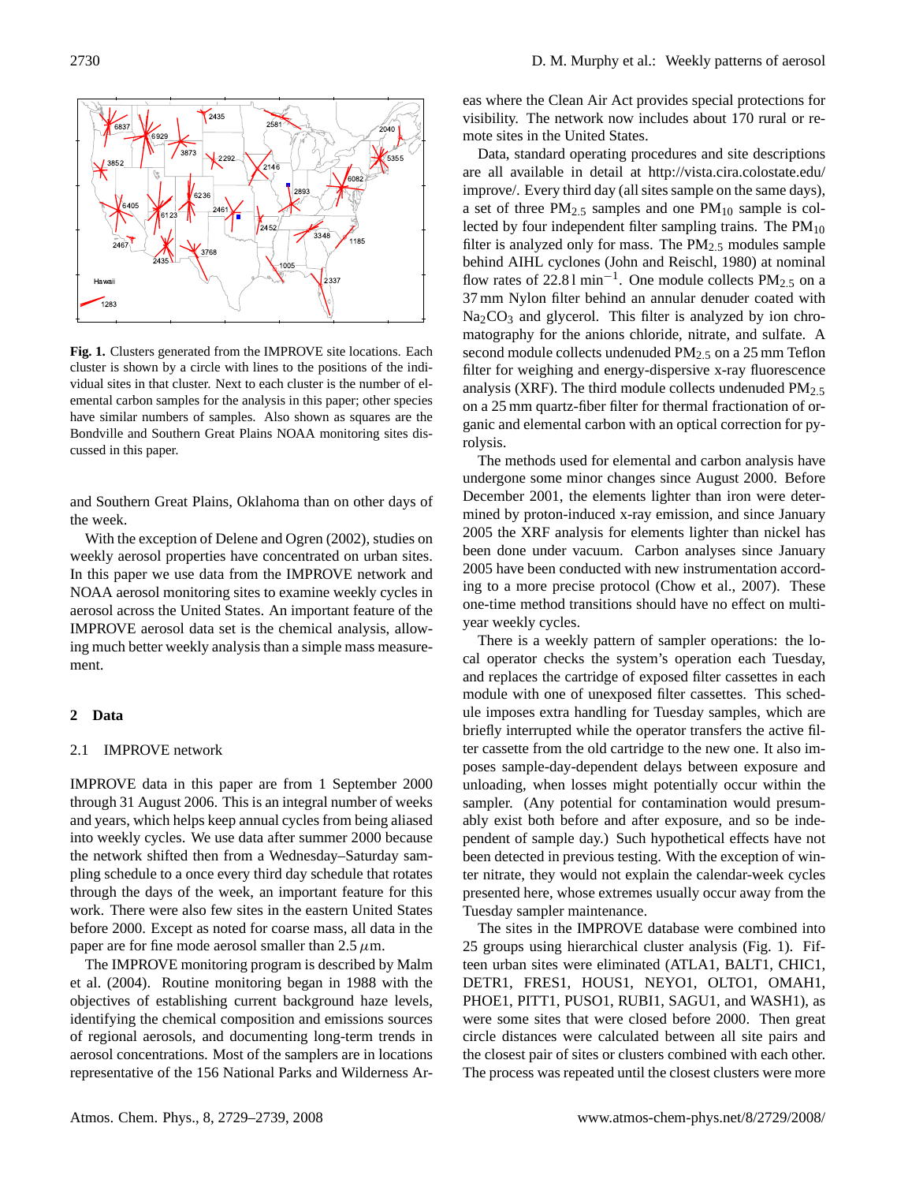**Fig. 1.** Clusters generated from the IMPROVE site locations. Each cluster is shown by a circle with lines to the positions of the individual sites in that cluster. Next to each cluster is the number of elemental carbon samples for the analysis in this paper; other species have similar numbers of samples. Also shown as squares are the Bondville and Southern Great Plains NOAA monitoring sites discussed in this paper.

and Southern Great Plains, Oklahoma than on other days of the week.

With the exception of Delene and Ogren (2002), studies on weekly aerosol properties have concentrated on urban sites. In this paper we use data from the IMPROVE network and NOAA aerosol monitoring sites to examine weekly cycles in aerosol across the United States. An important feature of the IMPROVE aerosol data set is the chemical analysis, allowing much better weekly analysis than a simple mass measurement.

## 2 Data

### 2.1 IMPROVE network

IMPROVE data in this paper are from 1 September 2000 through 31 August 2006. This is an integral number of weeks and years, which helps keep annual cycles from being aliased into weekly cycles. We use data after summer 2000 because the network shifted then from a Wednesday–Saturday sampling schedule to a once every third day schedule that rotates through the days of the week, an important feature for this work. There were also few sites in the eastern United States before 2000. Except as noted for coarse mass, all data in the paper are for fine mode aerosol smaller than 2.5 $\mu$m.

The IMPROVE monitoring program is described by Malm et al. (2004). Routine monitoring began in 1988 with the objectives of establishing current background haze levels, identifying the chemical composition and emissions sources of regional aerosols, and documenting long-term trends in aerosol concentrations. Most of the samplers are in locations representative of the 156 National Parks and Wilderness Areas where the Clean Air Act provides special protections for visibility. The network now includes about 170 rural or remote sites in the United States.

Data, standard operating procedures and site descriptions are all available in detail at http://vista.cira.colostate.edu/improve/. Every third day (all sites sample on the same days), a set of three $PM_{2.5}$ samples and one $PM_{10}$ sample is collected by four independent filter sampling trains. The $PM_{10}$ filter is analyzed only for mass. The $PM_{2.5}$ modules sample behind AIHL cyclones (John and Reischl, 1980) at nominal flow rates of 22.8 l min$^{-1}$. One module collects $PM_{2.5}$ on a 37 mm Nylon filter behind an annular denuder coated with $Na_2CO_3$ and glycerol. This filter is analyzed by ion chromatography for the anions chloride, nitrate, and sulfate. A second module collects undenuded $PM_{2.5}$ on a 25 mm Teflon filter for weighing and energy-dispersive x-ray fluorescence analysis (XRF). The third module collects undenuded $PM_{2.5}$ on a 25 mm quartz-fiber filter for thermal fractionation of organic and elemental carbon with an optical correction for pyrolysis.

The methods used for elemental and carbon analysis have undergone some minor changes since August 2000. Before December 2001, the elements lighter than iron were determined by proton-induced x-ray emission, and since January 2005 the XRF analysis for elements lighter than nickel has been done under vacuum. Carbon analyses since January 2005 have been conducted with new instrumentation according to a more precise protocol (Chow et al., 2007). These one-time method transitions should have no effect on multi-year weekly cycles.

There is a weekly pattern of sampler operations: the local operator checks the system's operation each Tuesday, and replaces the cartridge of exposed filter cassettes in each module with one of unexposed filter cassettes. This schedule imposes extra handling for Tuesday samples, which are briefly interrupted while the operator transfers the active filter cassette from the old cartridge to the new one. It also imposes sample-day-dependent delays between exposure and unloading, when losses might potentially occur within the sampler. (Any potential for contamination would presumably exist both before and after exposure, and so be independent of sample day.) Such hypothetical effects have not been detected in previous testing. With the exception of winter nitrate, they would not explain the calendar-week cycles presented here, whose extremes usually occur away from the Tuesday sampler maintenance.

The sites in the IMPROVE database were combined into 25 groups using hierarchical cluster analysis (Fig. 1). Fifteen urban sites were eliminated (ATLA1, BALT1, CHIC1, DETR1, FRES1, HOUS1, NEYO1, OLTO1, OMAH1, PHOE1, PITT1, PUSO1, RUBI1, SAGU1, and WASH1), as were some sites that were closed before 2000. Then great circle distances were calculated between all site pairs and the closest pair of sites or clusters combined with each other. The process was repeated until the closest clusters were more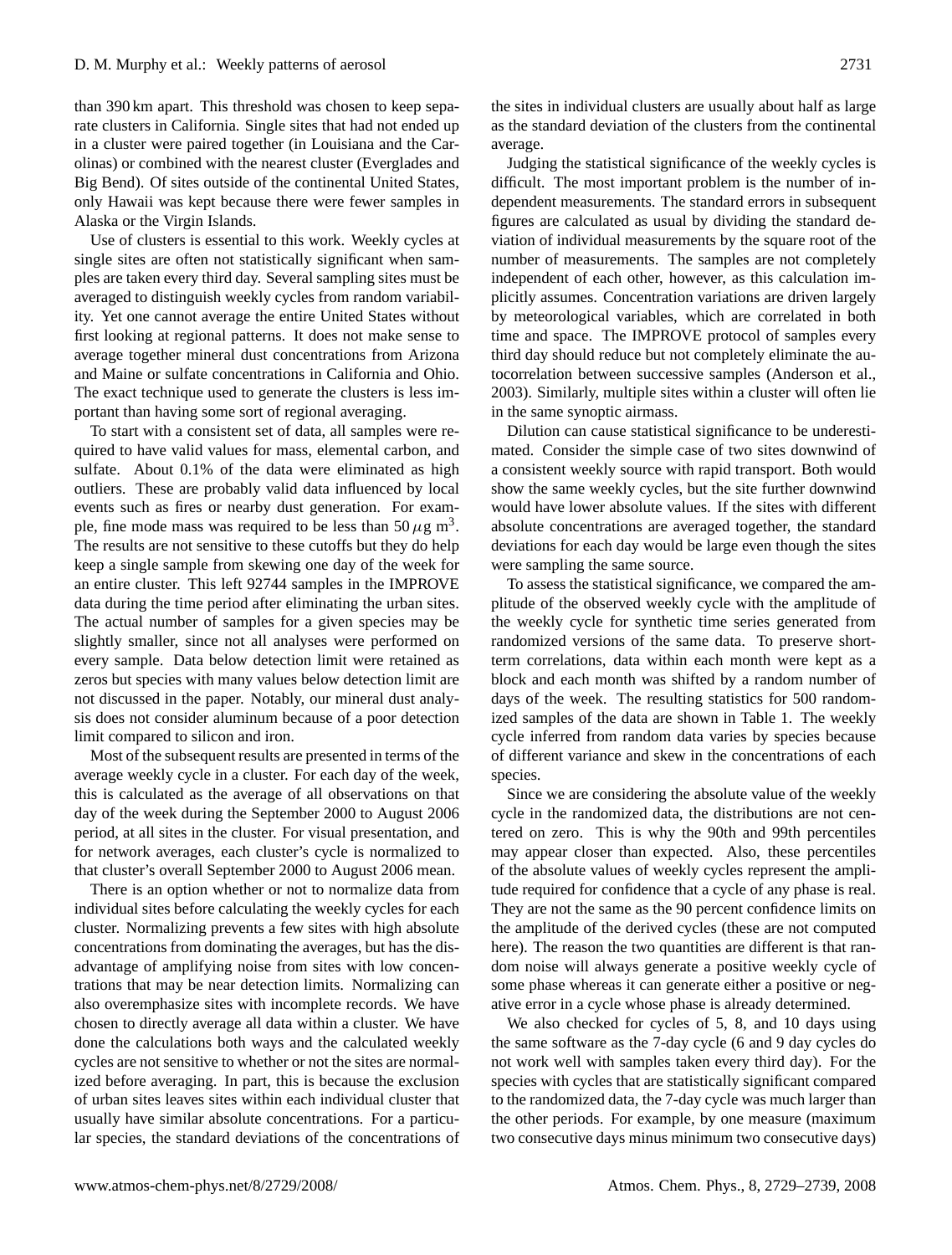than 390 km apart. This threshold was chosen to keep separate clusters in California. Single sites that had not ended up in a cluster were paired together (in Louisiana and the Carolinas) or combined with the nearest cluster (Everglades and Big Bend). Of sites outside of the continental United States, only Hawaii was kept because there were fewer samples in Alaska or the Virgin Islands.

Use of clusters is essential to this work. Weekly cycles at single sites are often not statistically significant when samples are taken every third day. Several sampling sites must be averaged to distinguish weekly cycles from random variability. Yet one cannot average the entire United States without first looking at regional patterns. It does not make sense to average together mineral dust concentrations from Arizona and Maine or sulfate concentrations in California and Ohio. The exact technique used to generate the clusters is less important than having some sort of regional averaging.

To start with a consistent set of data, all samples were required to have valid values for mass, elemental carbon, and sulfate. About 0.1% of the data were eliminated as high outliers. These are probably valid data influenced by local events such as fires or nearby dust generation. For example, fine mode mass was required to be less than 50 $\mu$g m$^3$. The results are not sensitive to these cutoffs but they do help keep a single sample from skewing one day of the week for an entire cluster. This left 92744 samples in the IMPROVE data during the time period after eliminating the urban sites. The actual number of samples for a given species may be slightly smaller, since not all analyses were performed on every sample. Data below detection limit were retained as zeros but species with many values below detection limit are not discussed in the paper. Notably, our mineral dust analysis does not consider aluminum because of a poor detection limit compared to silicon and iron.

Most of the subsequent results are presented in terms of the average weekly cycle in a cluster. For each day of the week, this is calculated as the average of all observations on that day of the week during the September 2000 to August 2006 period, at all sites in the cluster. For visual presentation, and for network averages, each cluster's cycle is normalized to that cluster's overall September 2000 to August 2006 mean.

There is an option whether or not to normalize data from individual sites before calculating the weekly cycles for each cluster. Normalizing prevents a few sites with high absolute concentrations from dominating the averages, but has the disadvantage of amplifying noise from sites with low concentrations that may be near detection limits. Normalizing can also overemphasize sites with incomplete records. We have chosen to directly average all data within a cluster. We have done the calculations both ways and the calculated weekly cycles are not sensitive to whether or not the sites are normalized before averaging. In part, this is because the exclusion of urban sites leaves sites within each individual cluster that usually have similar absolute concentrations. For a particular species, the standard deviations of the concentrations of the sites in individual clusters are usually about half as large as the standard deviation of the clusters from the continental average.

Judging the statistical significance of the weekly cycles is difficult. The most important problem is the number of independent measurements. The standard errors in subsequent figures are calculated as usual by dividing the standard deviation of individual measurements by the square root of the number of measurements. The samples are not completely independent of each other, however, as this calculation implicitly assumes. Concentration variations are driven largely by meteorological variables, which are correlated in both time and space. The IMPROVE protocol of samples every third day should reduce but not completely eliminate the autocorrelation between successive samples (Anderson et al., 2003). Similarly, multiple sites within a cluster will often lie in the same synoptic airmass.

Dilution can cause statistical significance to be underestimated. Consider the simple case of two sites downwind of a consistent weekly source with rapid transport. Both would show the same weekly cycles, but the site further downwind would have lower absolute values. If the sites with different absolute concentrations are averaged together, the standard deviations for each day would be large even though the sites were sampling the same source.

To assess the statistical significance, we compared the amplitude of the observed weekly cycle with the amplitude of the weekly cycle for synthetic time series generated from randomized versions of the same data. To preserve short-term correlations, data within each month were kept as a block and each month was shifted by a random number of days of the week. The resulting statistics for 500 randomized samples of the data are shown in Table 1. The weekly cycle inferred from random data varies by species because of different variance and skew in the concentrations of each species.

Since we are considering the absolute value of the weekly cycle in the randomized data, the distributions are not centered on zero. This is why the 90th and 99th percentiles may appear closer than expected. Also, these percentiles of the absolute values of weekly cycles represent the amplitude required for confidence that a cycle of any phase is real. They are not the same as the 90 percent confidence limits on the amplitude of the derived cycles (these are not computed here). The reason the two quantities are different is that random noise will always generate a positive weekly cycle of some phase whereas it can generate either a positive or negative error in a cycle whose phase is already determined.

We also checked for cycles of 5, 8, and 10 days using the same software as the 7-day cycle (6 and 9 day cycles do not work well with samples taken every third day). For the species with cycles that are statistically significant compared to the randomized data, the 7-day cycle was much larger than the other periods. For example, by one measure (maximum two consecutive days minus minimum two consecutive days)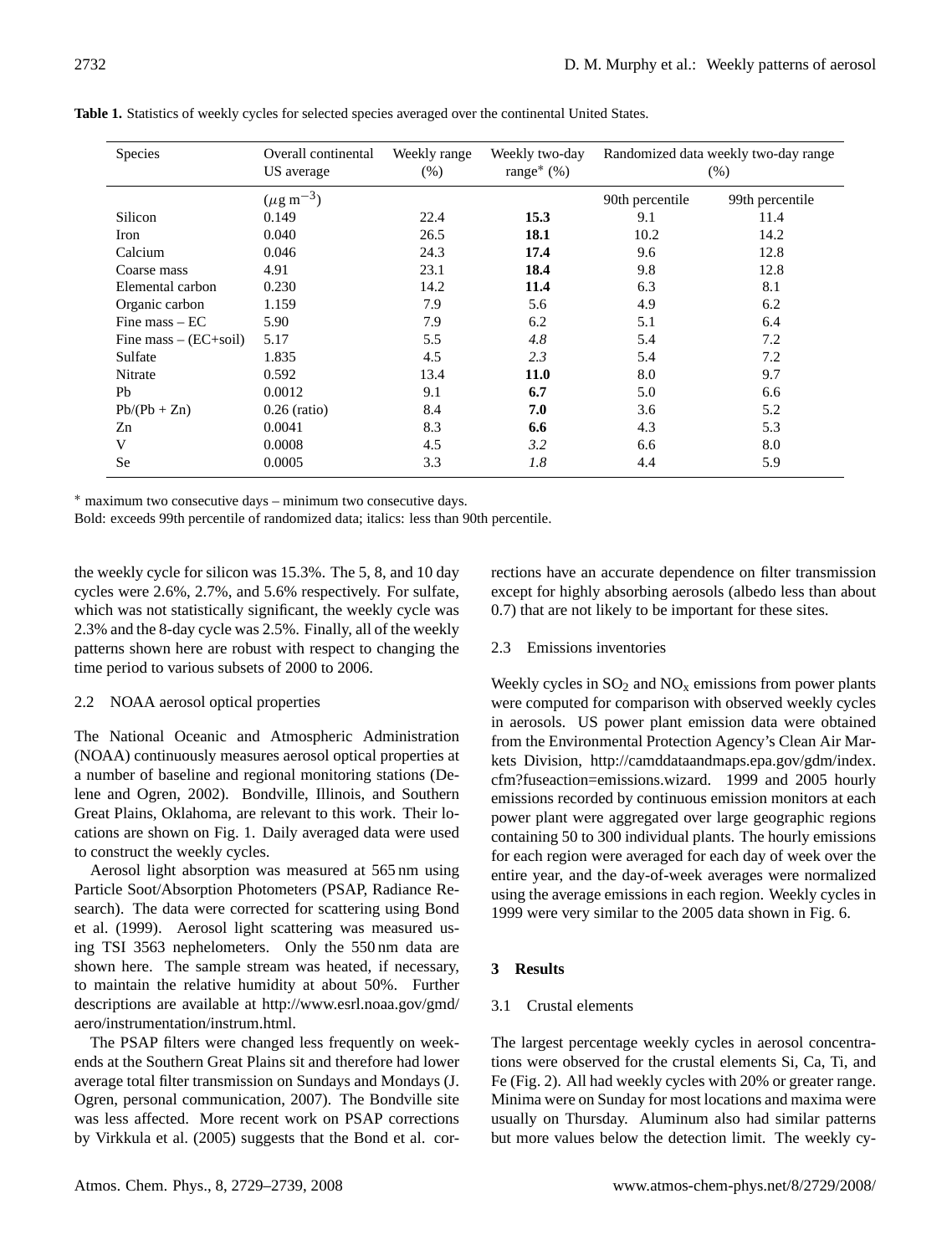**Table 1.** Statistics of weekly cycles for selected species averaged over the continental United States.

| Species | Overall continental US average | Weekly range (%) | Weekly two-day range* (%) | Randomized data weekly two-day range (%) | |
|---|---|---|---|---|---|
| | ($\mu$g m$^{-3}$) | | | 90th percentile | 99th percentile |
| Silicon | 0.149 | 22.4 | **15.3** | 9.1 | 11.4 |
| Iron | 0.040 | 26.5 | **18.1** | 10.2 | 14.2 |
| Calcium | 0.046 | 24.3 | **17.4** | 9.6 | 12.8 |
| Coarse mass | 4.91 | 23.1 | **18.4** | 9.8 | 12.8 |
| Elemental carbon | 0.230 | 14.2 | **11.4** | 6.3 | 8.1 |
| Organic carbon | 1.159 | 7.9 | 5.6 | 4.9 | 6.2 |
| Fine mass – EC | 5.90 | 7.9 | 6.2 | 5.1 | 6.4 |
| Fine mass – (EC+soil) | 5.17 | 5.5 | *4.8* | 5.4 | 7.2 |
| Sulfate | 1.835 | 4.5 | *2.3* | 5.4 | 7.2 |
| Nitrate | 0.592 | 13.4 | **11.0** | 8.0 | 9.7 |
| Pb | 0.0012 | 9.1 | **6.7** | 5.0 | 6.6 |
| Pb/(Pb + Zn) | 0.26 (ratio) | 8.4 | **7.0** | 3.6 | 5.2 |
| Zn | 0.0041 | 8.3 | **6.6** | 4.3 | 5.3 |
| V | 0.0008 | 4.5 | *3.2* | 6.6 | 8.0 |
| Se | 0.0005 | 3.3 | *1.8* | 4.4 | 5.9 |

* maximum two consecutive days – minimum two consecutive days.

Bold: exceeds 99th percentile of randomized data; italics: less than 90th percentile.

the weekly cycle for silicon was 15.3%. The 5, 8, and 10 day cycles were 2.6%, 2.7%, and 5.6% respectively. For sulfate, which was not statistically significant, the weekly cycle was 2.3% and the 8-day cycle was 2.5%. Finally, all of the weekly patterns shown here are robust with respect to changing the time period to various subsets of 2000 to 2006.

### 2.2 NOAA aerosol optical properties

The National Oceanic and Atmospheric Administration (NOAA) continuously measures aerosol optical properties at a number of baseline and regional monitoring stations (Delene and Ogren, 2002). Bondville, Illinois, and Southern Great Plains, Oklahoma, are relevant to this work. Their locations are shown on Fig. 1. Daily averaged data were used to construct the weekly cycles.

Aerosol light absorption was measured at 565 nm using Particle Soot/Absorption Photometers (PSAP, Radiance Research). The data were corrected for scattering using Bond et al. (1999). Aerosol light scattering was measured using TSI 3563 nephelometers. Only the 550 nm data are shown here. The sample stream was heated, if necessary, to maintain the relative humidity at about 50%. Further descriptions are available at http://www.esrl.noaa.gov/gmd/aero/instrumentation/instrum.html.

The PSAP filters were changed less frequently on weekends at the Southern Great Plains sit and therefore had lower average total filter transmission on Sundays and Mondays (J. Ogren, personal communication, 2007). The Bondville site was less affected. More recent work on PSAP corrections by Virkkula et al. (2005) suggests that the Bond et al. corrections have an accurate dependence on filter transmission except for highly absorbing aerosols (albedo less than about 0.7) that are not likely to be important for these sites.

### 2.3 Emissions inventories

Weekly cycles in $SO_2$ and $NO_x$ emissions from power plants were computed for comparison with observed weekly cycles in aerosols. US power plant emission data were obtained from the Environmental Protection Agency's Clean Air Markets Division, http://camddataandmaps.epa.gov/gdm/index.cfm?fuseaction=emissions.wizard. 1999 and 2005 hourly emissions recorded by continuous emission monitors at each power plant were aggregated over large geographic regions containing 50 to 300 individual plants. The hourly emissions for each region were averaged for each day of week over the entire year, and the day-of-week averages were normalized using the average emissions in each region. Weekly cycles in 1999 were very similar to the 2005 data shown in Fig. 6.

## 3 Results

### 3.1 Crustal elements

The largest percentage weekly cycles in aerosol concentrations were observed for the crustal elements Si, Ca, Ti, and Fe (Fig. 2). All had weekly cycles with 20% or greater range. Minima were on Sunday for most locations and maxima were usually on Thursday. Aluminum also had similar patterns but more values below the detection limit. The weekly cy-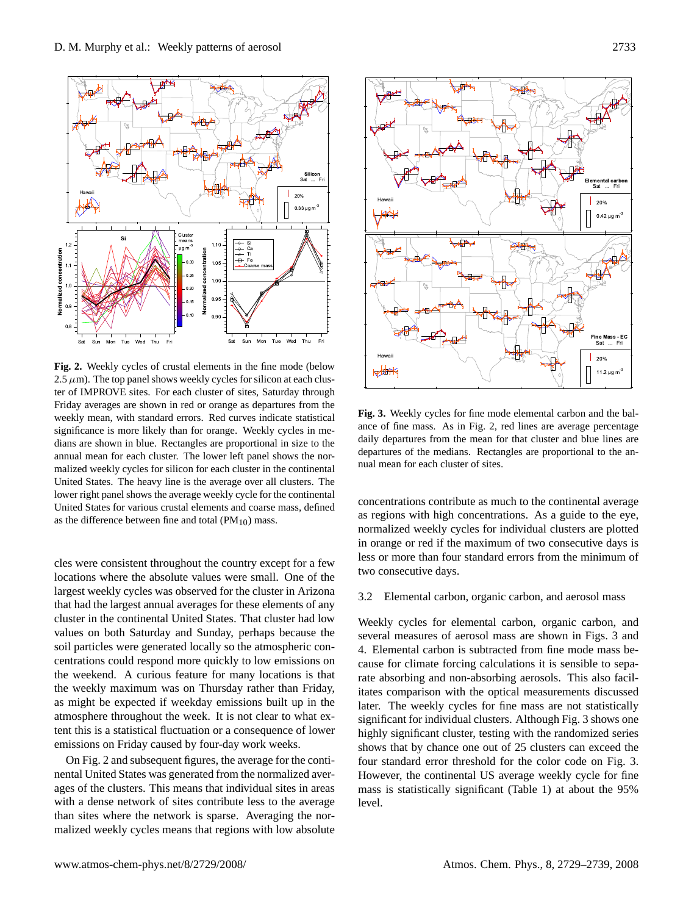**Fig. 2.** Weekly cycles of crustal elements in the fine mode (below 2.5 $\mu$m). The top panel shows weekly cycles for silicon at each cluster of IMPROVE sites. For each cluster of sites, Saturday through Friday averages are shown in red or orange as departures from the weekly mean, with standard errors. Red curves indicate statistical significance is more likely than for orange. Weekly cycles in medians are shown in blue. Rectangles are proportional in size to the annual mean for each cluster. The lower left panel shows the normalized weekly cycles for silicon for each cluster in the continental United States. The heavy line is the average over all clusters. The lower right panel shows the average weekly cycle for the continental United States for various crustal elements and coarse mass, defined as the difference between fine and total ($PM_{10}$) mass.

cles were consistent throughout the country except for a few locations where the absolute values were small. One of the largest weekly cycles was observed for the cluster in Arizona that had the largest annual averages for these elements of any cluster in the continental United States. That cluster had low values on both Saturday and Sunday, perhaps because the soil particles were generated locally so the atmospheric concentrations could respond more quickly to low emissions on the weekend. A curious feature for many locations is that the weekly maximum was on Thursday rather than Friday, as might be expected if weekday emissions built up in the atmosphere throughout the week. It is not clear to what extent this is a statistical fluctuation or a consequence of lower emissions on Friday caused by four-day work weeks.

On Fig. 2 and subsequent figures, the average for the continental United States was generated from the normalized averages of the clusters. This means that individual sites in areas with a dense network of sites contribute less to the average than sites where the network is sparse. Averaging the normalized weekly cycles means that regions with low absolute concentrations contribute as much to the continental average as regions with high concentrations. As a guide to the eye, normalized weekly cycles for individual clusters are plotted in orange or red if the maximum of two consecutive days is less or more than four standard errors from the minimum of two consecutive days.

**Fig. 3.** Weekly cycles for fine mode elemental carbon and the balance of fine mass. As in Fig. 2, red lines are average percentage daily departures from the mean for that cluster and blue lines are departures of the medians. Rectangles are proportional to the annual mean for each cluster of sites.

### 3.2 Elemental carbon, organic carbon, and aerosol mass

Weekly cycles for elemental carbon, organic carbon, and several measures of aerosol mass are shown in Figs. 3 and 4. Elemental carbon is subtracted from fine mode mass because for climate forcing calculations it is sensible to separate absorbing and non-absorbing aerosols. This also facilitates comparison with the optical measurements discussed later. The weekly cycles for fine mass are not statistically significant for individual clusters. Although Fig. 3 shows one highly significant cluster, testing with the randomized series shows that by chance one out of 25 clusters can exceed the four standard error threshold for the color code on Fig. 3. However, the continental US average weekly cycle for fine mass is statistically significant (Table 1) at about the 95% level.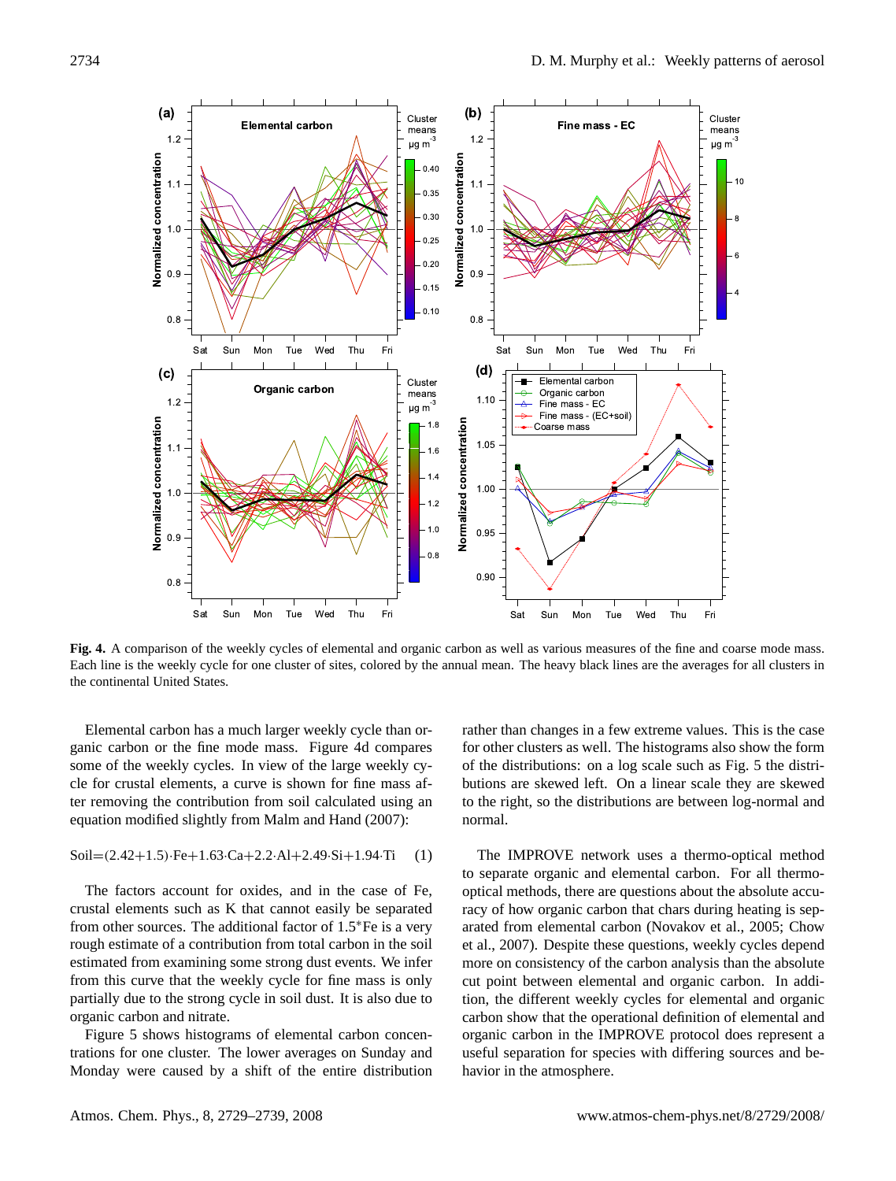**Fig. 4.** A comparison of the weekly cycles of elemental and organic carbon as well as various measures of the fine and coarse mode mass. Each line is the weekly cycle for one cluster of sites, colored by the annual mean. The heavy black lines are the averages for all clusters in the continental United States.

Elemental carbon has a much larger weekly cycle than organic carbon or the fine mode mass. Figure 4d compares some of the weekly cycles. In view of the large weekly cycle for crustal elements, a curve is shown for fine mass after removing the contribution from soil calculated using an equation modified slightly from Malm and Hand (2007):

$$\text{Soil}=(2.42+1.5)\cdot\text{Fe}+1.63\cdot\text{Ca}+2.2\cdot\text{Al}+2.49\cdot\text{Si}+1.94\cdot\text{Ti} \quad (1)$$

The factors account for oxides, and in the case of Fe, crustal elements such as K that cannot easily be separated from other sources. The additional factor of 1.5*Fe is a very rough estimate of a contribution from total carbon in the soil estimated from examining some strong dust events. We infer from this curve that the weekly cycle for fine mass is only partially due to the strong cycle in soil dust. It is also due to organic carbon and nitrate.

Figure 5 shows histograms of elemental carbon concentrations for one cluster. The lower averages on Sunday and Monday were caused by a shift of the entire distribution rather than changes in a few extreme values. This is the case for other clusters as well. The histograms also show the form of the distributions: on a log scale such as Fig. 5 the distributions are skewed left. On a linear scale they are skewed to the right, so the distributions are between log-normal and normal.

The IMPROVE network uses a thermo-optical method to separate organic and elemental carbon. For all thermo-optical methods, there are questions about the absolute accuracy of how organic carbon that chars during heating is separated from elemental carbon (Novakov et al., 2005; Chow et al., 2007). Despite these questions, weekly cycles depend more on consistency of the carbon analysis than the absolute cut point between elemental and organic carbon. In addition, the different weekly cycles for elemental and organic carbon show that the operational definition of elemental and organic carbon in the IMPROVE protocol does represent a useful separation for species with differing sources and behavior in the atmosphere.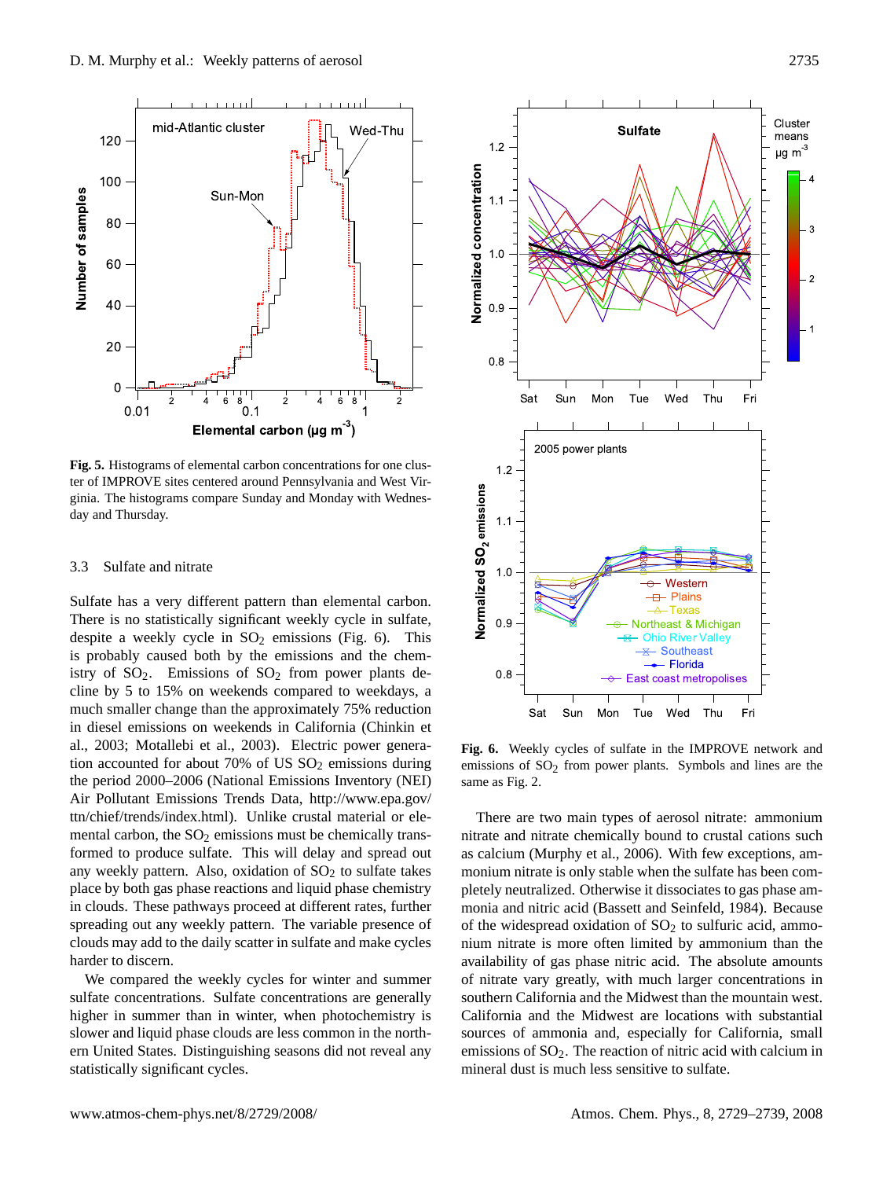**Fig. 5.** Histograms of elemental carbon concentrations for one cluster of IMPROVE sites centered around Pennsylvania and West Virginia. The histograms compare Sunday and Monday with Wednesday and Thursday.

### 3.3 Sulfate and nitrate

Sulfate has a very different pattern than elemental carbon. There is no statistically significant weekly cycle in sulfate, despite a weekly cycle in $SO_2$ emissions (Fig. 6). This is probably caused both by the emissions and the chemistry of $SO_2$. Emissions of $SO_2$ from power plants decline by 5 to 15% on weekends compared to weekdays, a much smaller change than the approximately 75% reduction in diesel emissions on weekends in California (Chinkin et al., 2003; Motallebi et al., 2003). Electric power generation accounted for about 70% of US $SO_2$ emissions during the period 2000–2006 (National Emissions Inventory (NEI) Air Pollutant Emissions Trends Data, http://www.epa.gov/ttn/chief/trends/index.html). Unlike crustal material or elemental carbon, the $SO_2$ emissions must be chemically transformed to produce sulfate. This will delay and spread out any weekly pattern. Also, oxidation of $SO_2$ to sulfate takes place by both gas phase reactions and liquid phase chemistry in clouds. These pathways proceed at different rates, further spreading out any weekly pattern. The variable presence of clouds may add to the daily scatter in sulfate and make cycles harder to discern.

We compared the weekly cycles for winter and summer sulfate concentrations. Sulfate concentrations are generally higher in summer than in winter, when photochemistry is slower and liquid phase clouds are less common in the northern United States. Distinguishing seasons did not reveal any statistically significant cycles.

**Fig. 6.** Weekly cycles of sulfate in the IMPROVE network and emissions of $SO_2$ from power plants. Symbols and lines are the same as Fig. 2.

There are two main types of aerosol nitrate: ammonium nitrate and nitrate chemically bound to crustal cations such as calcium (Murphy et al., 2006). With few exceptions, ammonium nitrate is only stable when the sulfate has been completely neutralized. Otherwise it dissociates to gas phase ammonia and nitric acid (Bassett and Seinfeld, 1984). Because of the widespread oxidation of $SO_2$ to sulfuric acid, ammonium nitrate is more often limited by ammonium than the availability of gas phase nitric acid. The absolute amounts of nitrate vary greatly, with much larger concentrations in southern California and the Midwest than the mountain west. California and the Midwest are locations with substantial sources of ammonia and, especially for California, small emissions of $SO_2$. The reaction of nitric acid with calcium in mineral dust is much less sensitive to sulfate.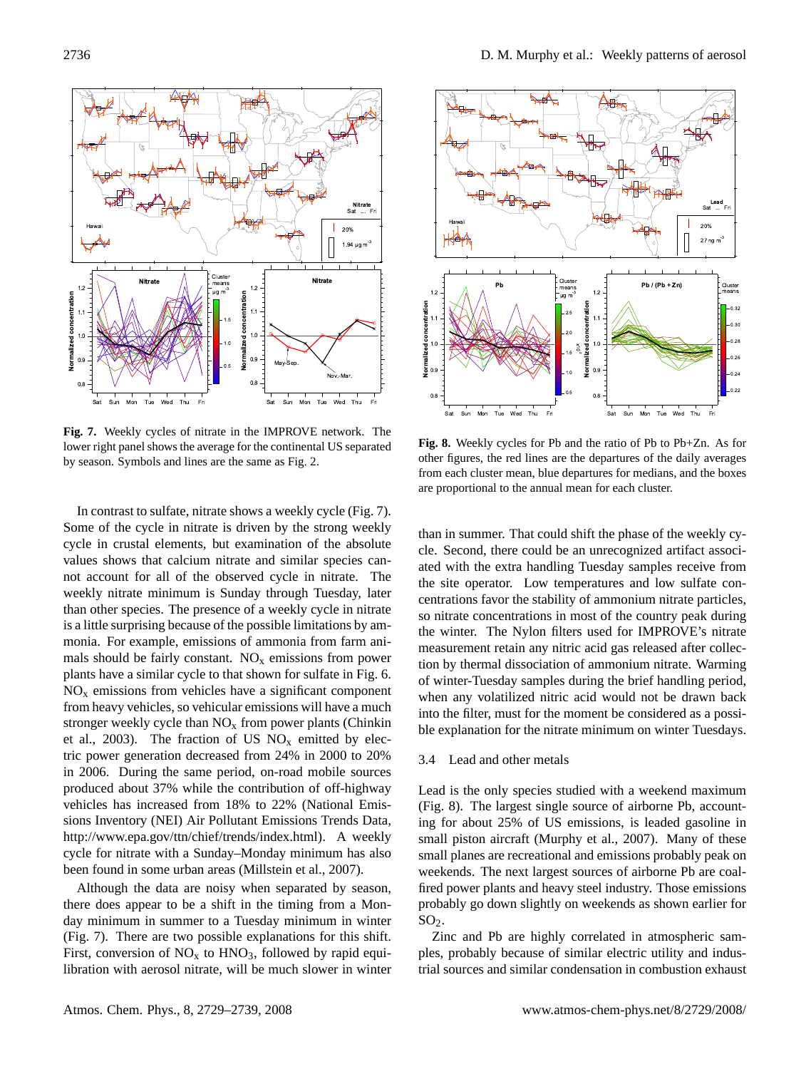**Fig. 7.** Weekly cycles of nitrate in the IMPROVE network. The lower right panel shows the average for the continental US separated by season. Symbols and lines are the same as Fig. 2.

**Fig. 8.** Weekly cycles for Pb and the ratio of Pb to Pb+Zn. As for other figures, the red lines are the departures of the daily averages from each cluster mean, blue departures for medians, and the boxes are proportional to the annual mean for each cluster.

In contrast to sulfate, nitrate shows a weekly cycle (Fig. 7). Some of the cycle in nitrate is driven by the strong weekly cycle in crustal elements, but examination of the absolute values shows that calcium nitrate and similar species cannot account for all of the observed cycle in nitrate. The weekly nitrate minimum is Sunday through Tuesday, later than other species. The presence of a weekly cycle in nitrate is a little surprising because of the possible limitations by ammonia. For example, emissions of ammonia from farm animals should be fairly constant. $NO_x$ emissions from power plants have a similar cycle to that shown for sulfate in Fig. 6. $NO_x$ emissions from vehicles have a significant component from heavy vehicles, so vehicular emissions will have a much stronger weekly cycle than $NO_x$ from power plants (Chinkin et al., 2003). The fraction of US $NO_x$ emitted by electric power generation decreased from 24% in 2000 to 20% in 2006. During the same period, on-road mobile sources produced about 37% while the contribution of off-highway vehicles has increased from 18% to 22% (National Emissions Inventory (NEI) Air Pollutant Emissions Trends Data, http://www.epa.gov/ttn/chief/trends/index.html). A weekly cycle for nitrate with a Sunday–Monday minimum has also been found in some urban areas (Millstein et al., 2007).

Although the data are noisy when separated by season, there does appear to be a shift in the timing from a Monday minimum in summer to a Tuesday minimum in winter (Fig. 7). There are two possible explanations for this shift. First, conversion of $NO_x$ to $HNO_3$, followed by rapid equilibration with aerosol nitrate, will be much slower in winter than in summer. That could shift the phase of the weekly cycle. Second, there could be an unrecognized artifact associated with the extra handling Tuesday samples receive from the site operator. Low temperatures and low sulfate concentrations favor the stability of ammonium nitrate particles, so nitrate concentrations in most of the country peak during the winter. The Nylon filters used for IMPROVE's nitrate measurement retain any nitric acid gas released after collection by thermal dissociation of ammonium nitrate. Warming of winter-Tuesday samples during the brief handling period, when any volatilized nitric acid would not be drawn back into the filter, must for the moment be considered as a possible explanation for the nitrate minimum on winter Tuesdays.

### 3.4 Lead and other metals

Lead is the only species studied with a weekend maximum (Fig. 8). The largest single source of airborne Pb, accounting for about 25% of US emissions, is leaded gasoline in small piston aircraft (Murphy et al., 2007). Many of these small planes are recreational and emissions probably peak on weekends. The next largest sources of airborne Pb are coal-fired power plants and heavy steel industry. Those emissions probably go down slightly on weekends as shown earlier for $SO_2$.

Zinc and Pb are highly correlated in atmospheric samples, probably because of similar electric utility and industrial sources and similar condensation in combustion exhaust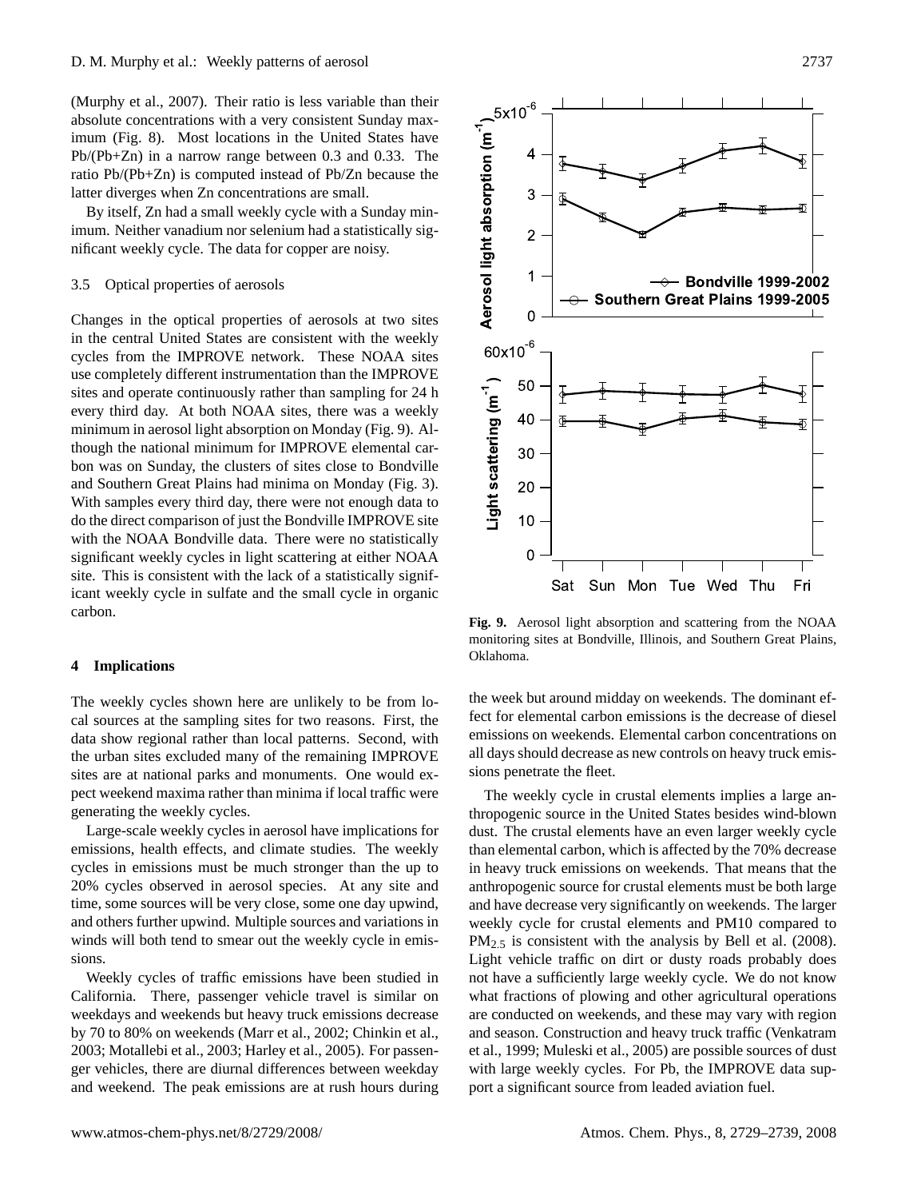(Murphy et al., 2007). Their ratio is less variable than their absolute concentrations with a very consistent Sunday maximum (Fig. 8). Most locations in the United States have Pb/(Pb+Zn) in a narrow range between 0.3 and 0.33. The ratio Pb/(Pb+Zn) is computed instead of Pb/Zn because the latter diverges when Zn concentrations are small.

By itself, Zn had a small weekly cycle with a Sunday minimum. Neither vanadium nor selenium had a statistically significant weekly cycle. The data for copper are noisy.

### 3.5 Optical properties of aerosols

Changes in the optical properties of aerosols at two sites in the central United States are consistent with the weekly cycles from the IMPROVE network. These NOAA sites use completely different instrumentation than the IMPROVE sites and operate continuously rather than sampling for 24 h every third day. At both NOAA sites, there was a weekly minimum in aerosol light absorption on Monday (Fig. 9). Although the national minimum for IMPROVE elemental carbon was on Sunday, the clusters of sites close to Bondville and Southern Great Plains had minima on Monday (Fig. 3). With samples every third day, there were not enough data to do the direct comparison of just the Bondville IMPROVE site with the NOAA Bondville data. There were no statistically significant weekly cycles in light scattering at either NOAA site. This is consistent with the lack of a statistically significant weekly cycle in sulfate and the small cycle in organic carbon.

**Fig. 9.** Aerosol light absorption and scattering from the NOAA monitoring sites at Bondville, Illinois, and Southern Great Plains, Oklahoma.

## 4 Implications

The weekly cycles shown here are unlikely to be from local sources at the sampling sites for two reasons. First, the data show regional rather than local patterns. Second, with the urban sites excluded many of the remaining IMPROVE sites are at national parks and monuments. One would expect weekend maxima rather than minima if local traffic were generating the weekly cycles.

Large-scale weekly cycles in aerosol have implications for emissions, health effects, and climate studies. The weekly cycles in emissions must be much stronger than the up to 20% cycles observed in aerosol species. At any site and time, some sources will be very close, some one day upwind, and others further upwind. Multiple sources and variations in winds will both tend to smear out the weekly cycle in emissions.

Weekly cycles of traffic emissions have been studied in California. There, passenger vehicle travel is similar on weekdays and weekends but heavy truck emissions decrease by 70 to 80% on weekends (Marr et al., 2002; Chinkin et al., 2003; Motallebi et al., 2003; Harley et al., 2005). For passenger vehicles, there are diurnal differences between weekday and weekend. The peak emissions are at rush hours during the week but around midday on weekends. The dominant effect for elemental carbon emissions is the decrease of diesel emissions on weekends. Elemental carbon concentrations on all days should decrease as new controls on heavy truck emissions penetrate the fleet.

The weekly cycle in crustal elements implies a large anthropogenic source in the United States besides wind-blown dust. The crustal elements have an even larger weekly cycle than elemental carbon, which is affected by the 70% decrease in heavy truck emissions on weekends. That means that the anthropogenic source for crustal elements must be both large and have decrease very significantly on weekends. The larger weekly cycle for crustal elements and PM10 compared to $PM_{2.5}$ is consistent with the analysis by Bell et al. (2008). Light vehicle traffic on dirt or dusty roads probably does not have a sufficiently large weekly cycle. We do not know what fractions of plowing and other agricultural operations are conducted on weekends, and these may vary with region and season. Construction and heavy truck traffic (Venkatram et al., 1999; Muleski et al., 2005) are possible sources of dust with large weekly cycles. For Pb, the IMPROVE data support a significant source from leaded aviation fuel.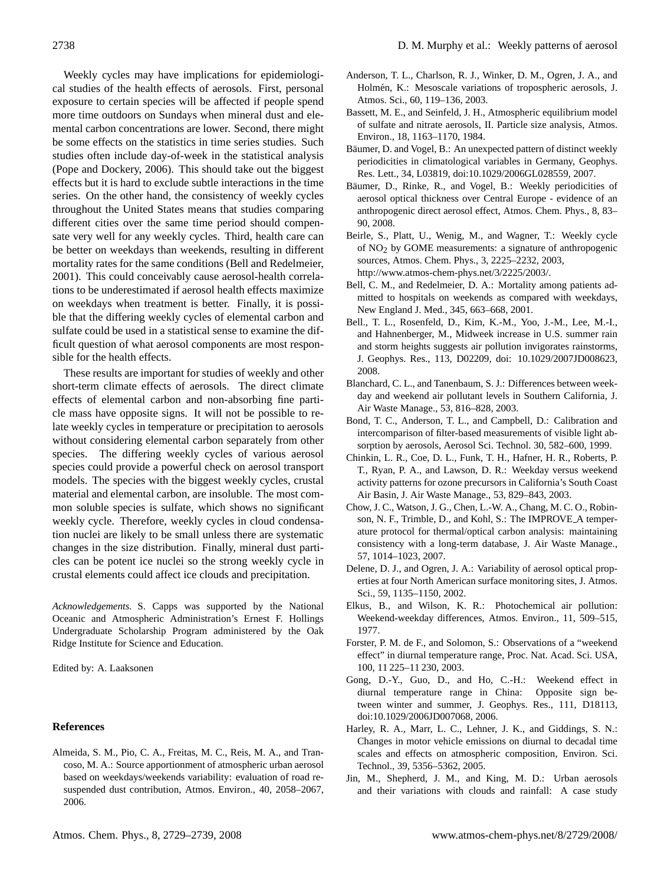Weekly cycles may have implications for epidemiological studies of the health effects of aerosols. First, personal exposure to certain species will be affected if people spend more time outdoors on Sundays when mineral dust and elemental carbon concentrations are lower. Second, there might be some effects on the statistics in time series studies. Such studies often include day-of-week in the statistical analysis (Pope and Dockery, 2006). This should take out the biggest effects but it is hard to exclude subtle interactions in the time series. On the other hand, the consistency of weekly cycles throughout the United States means that studies comparing different cities over the same time period should compensate very well for any weekly cycles. Third, health care can be better on weekdays than weekends, resulting in different mortality rates for the same conditions (Bell and Redelmeier, 2001). This could conceivably cause aerosol-health correlations to be underestimated if aerosol health effects maximize on weekdays when treatment is better. Finally, it is possible that the differing weekly cycles of elemental carbon and sulfate could be used in a statistical sense to examine the difficult question of what aerosol components are most responsible for the health effects.

These results are important for studies of weekly and other short-term climate effects of aerosols. The direct climate effects of elemental carbon and non-absorbing fine particle mass have opposite signs. It will not be possible to relate weekly cycles in temperature or precipitation to aerosols without considering elemental carbon separately from other species. The differing weekly cycles of various aerosol species could provide a powerful check on aerosol transport models. The species with the biggest weekly cycles, crustal material and elemental carbon, are insoluble. The most common soluble species is sulfate, which shows no significant weekly cycle. Therefore, weekly cycles in cloud condensation nuclei are likely to be small unless there are systematic changes in the size distribution. Finally, mineral dust particles can be potent ice nuclei so the strong weekly cycle in crustal elements could affect ice clouds and precipitation.

*Acknowledgements.* S. Capps was supported by the National Oceanic and Atmospheric Administration's Ernest F. Hollings Undergraduate Scholarship Program administered by the Oak Ridge Institute for Science and Education.

Edited by: A. Laaksonen

## References

Almeida, S. M., Pio, C. A., Freitas, M. C., Reis, M. A., and Trancoso, M. A.: Source apportionment of atmospheric urban aerosol based on weekdays/weekends variability: evaluation of road resuspended dust contribution, Atmos. Environ., 40, 2058–2067, 2006.

Anderson, T. L., Charlson, R. J., Winker, D. M., Ogren, J. A., and Holmén, K.: Mesoscale variations of tropospheric aerosols, J. Atmos. Sci., 60, 119–136, 2003.

Bassett, M. E., and Seinfeld, J. H., Atmospheric equilibrium model of sulfate and nitrate aerosols, II. Particle size analysis, Atmos. Environ., 18, 1163–1170, 1984.

Bäumer, D. and Vogel, B.: An unexpected pattern of distinct weekly periodicities in climatological variables in Germany, Geophys. Res. Lett., 34, L03819, doi:10.1029/2006GL028559, 2007.

Bäumer, D., Rinke, R., and Vogel, B.: Weekly periodicities of aerosol optical thickness over Central Europe - evidence of an anthropogenic direct aerosol effect, Atmos. Chem. Phys., 8, 83–90, 2008.

Beirle, S., Platt, U., Wenig, M., and Wagner, T.: Weekly cycle of $NO_2$ by GOME measurements: a signature of anthropogenic sources, Atmos. Chem. Phys., 3, 2225–2232, 2003, http://www.atmos-chem-phys.net/3/2225/2003/.

Bell, C. M., and Redelmeier, D. A.: Mortality among patients admitted to hospitals on weekends as compared with weekdays, New England J. Med., 345, 663–668, 2001.

Bell., T. L., Rosenfeld, D., Kim, K.-M., Yoo, J.-M., Lee, M.-I., and Hahnenberger, M., Midweek increase in U.S. summer rain and storm heights suggests air pollution invigorates rainstorms, J. Geophys. Res., 113, D02209, doi: 10.1029/2007JD008623, 2008.

Blanchard, C. L., and Tanenbaum, S. J.: Differences between weekday and weekend air pollutant levels in Southern California, J. Air Waste Manage., 53, 816–828, 2003.

Bond, T. C., Anderson, T. L., and Campbell, D.: Calibration and intercomparison of filter-based measurements of visible light absorption by aerosols, Aerosol Sci. Technol. 30, 582–600, 1999.

Chinkin, L. R., Coe, D. L., Funk, T. H., Hafner, H. R., Roberts, P. T., Ryan, P. A., and Lawson, D. R.: Weekday versus weekend activity patterns for ozone precursors in California's South Coast Air Basin, J. Air Waste Manage., 53, 829–843, 2003.

Chow, J. C., Watson, J. G., Chen, L.-W. A., Chang, M. C. O., Robinson, N. F., Trimble, D., and Kohl, S.: The IMPROVE_A temperature protocol for thermal/optical carbon analysis: maintaining consistency with a long-term database, J. Air Waste Manage., 57, 1014–1023, 2007.

Delene, D. J., and Ogren, J. A.: Variability of aerosol optical properties at four North American surface monitoring sites, J. Atmos. Sci., 59, 1135–1150, 2002.

Elkus, B., and Wilson, K. R.: Photochemical air pollution: Weekend-weekday differences, Atmos. Environ., 11, 509–515, 1977.

Forster, P. M. de F., and Solomon, S.: Observations of a "weekend effect" in diurnal temperature range, Proc. Nat. Acad. Sci. USA, 100, 11 225–11 230, 2003.

Gong, D.-Y., Guo, D., and Ho, C.-H.: Weekend effect in diurnal temperature range in China: Opposite sign between winter and summer, J. Geophys. Res., 111, D18113, doi:10.1029/2006JD007068, 2006.

Harley, R. A., Marr, L. C., Lehner, J. K., and Giddings, S. N.: Changes in motor vehicle emissions on diurnal to decadal time scales and effects on atmospheric composition, Environ. Sci. Technol., 39, 5356–5362, 2005.

Jin, M., Shepherd, J. M., and King, M. D.: Urban aerosols and their variations with clouds and rainfall: A case study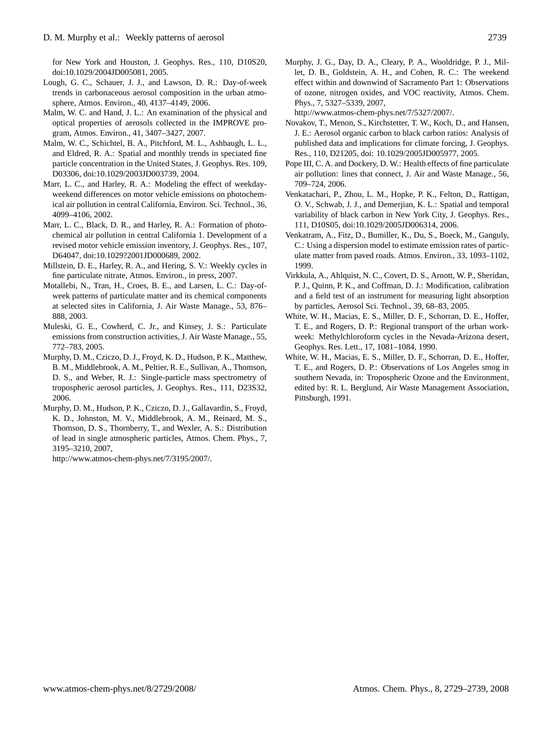for New York and Houston, J. Geophys. Res., 110, D10S20, doi:10.1029/2004JD005081, 2005.

Lough, G. C., Schauer, J. J., and Lawson, D. R.: Day-of-week trends in carbonaceous aerosol composition in the urban atmosphere, Atmos. Environ., 40, 4137–4149, 2006.

Malm, W. C. and Hand, J. L.: An examination of the physical and optical properties of aerosols collected in the IMPROVE program, Atmos. Environ., 41, 3407–3427, 2007.

Malm, W. C., Schichtel, B. A., Pitchford, M. L., Ashbaugh, L. L., and Eldred, R. A.: Spatial and monthly trends in speciated fine particle concentration in the United States, J. Geophys. Res. 109, D03306, doi:10.1029/2003JD003739, 2004.

Marr, L. C., and Harley, R. A.: Modeling the effect of weekday-weekend differences on motor vehicle emissions on photochemical air pollution in central California, Environ. Sci. Technol., 36, 4099–4106, 2002.

Marr, L. C., Black, D. R., and Harley, R. A.: Formation of photochemical air pollution in central California 1. Development of a revised motor vehicle emission inventory, J. Geophys. Res., 107, D64047, doi:10.1029?2001JD000689, 2002.

Millstein, D. E., Harley, R. A., and Hering, S. V.: Weekly cycles in fine particulate nitrate, Atmos. Environ., in press, 2007.

Motallebi, N., Tran, H., Croes, B. E., and Larsen, L. C.: Day-of-week patterns of particulate matter and its chemical components at selected sites in California, J. Air Waste Manage., 53, 876–888, 2003.

Muleski, G. E., Cowherd, C. Jr., and Kinsey, J. S.: Particulate emissions from construction activities, J. Air Waste Manage., 55, 772–783, 2005.

Murphy, D. M., Cziczo, D. J., Froyd, K. D., Hudson, P. K., Matthew, B. M., Middlebrook, A. M., Peltier, R. E., Sullivan, A., Thomson, D. S., and Weber, R. J.: Single-particle mass spectrometry of tropospheric aerosol particles, J. Geophys. Res., 111, D23S32, 2006.

Murphy, D. M., Hudson, P. K., Cziczo, D. J., Gallavardin, S., Froyd, K. D., Johnston, M. V., Middlebrook, A. M., Reinard, M. S., Thomson, D. S., Thornberry, T., and Wexler, A. S.: Distribution of lead in single atmospheric particles, Atmos. Chem. Phys., 7, 3195–3210, 2007, http://www.atmos-chem-phys.net/7/3195/2007/.

Murphy, J. G., Day, D. A., Cleary, P. A., Wooldridge, P. J., Millet, D. B., Goldstein, A. H., and Cohen, R. C.: The weekend effect within and downwind of Sacramento Part 1: Observations of ozone, nitrogen oxides, and VOC reactivity, Atmos. Chem. Phys., 7, 5327–5339, 2007, http://www.atmos-chem-phys.net/7/5327/2007/.

Novakov, T., Menon, S., Kirchstetter, T. W., Koch, D., and Hansen, J. E.: Aerosol organic carbon to black carbon ratios: Analysis of published data and implications for climate forcing, J. Geophys. Res., 110, D21205, doi: 10.1029/2005JD005977, 2005.

Pope III, C. A. and Dockery, D. W.: Health effects of fine particulate air pollution: lines that connect, J. Air and Waste Manage., 56, 709–724, 2006.

Venkatachari, P., Zhou, L. M., Hopke, P. K., Felton, D., Rattigan, O. V., Schwab, J. J., and Demerjian, K. L.: Spatial and temporal variability of black carbon in New York City, J. Geophys. Res., 111, D10S05, doi:10.1029/2005JD006314, 2006.

Venkatram, A., Fitz, D., Bumiller, K., Du, S., Boeck, M., Ganguly, C.: Using a dispersion model to estimate emission rates of particulate matter from paved roads. Atmos. Environ., 33, 1093–1102, 1999.

Virkkula, A., Ahlquist, N. C., Covert, D. S., Arnott, W. P., Sheridan, P. J., Quinn, P. K., and Coffman, D. J.: Modification, calibration and a field test of an instrument for measuring light absorption by particles, Aerosol Sci. Technol., 39, 68–83, 2005.

White, W. H., Macias, E. S., Miller, D. F., Schorran, D. E., Hoffer, T. E., and Rogers, D. P.: Regional transport of the urban workweek: Methylchloroform cycles in the Nevada-Arizona desert, Geophys. Res. Lett., 17, 1081–1084, 1990.

White, W. H., Macias, E. S., Miller, D. F., Schorran, D. E., Hoffer, T. E., and Rogers, D. P.: Observations of Los Angeles smog in southern Nevada, in: Tropospheric Ozone and the Environment, edited by: R. L. Berglund, Air Waste Management Association, Pittsburgh, 1991.